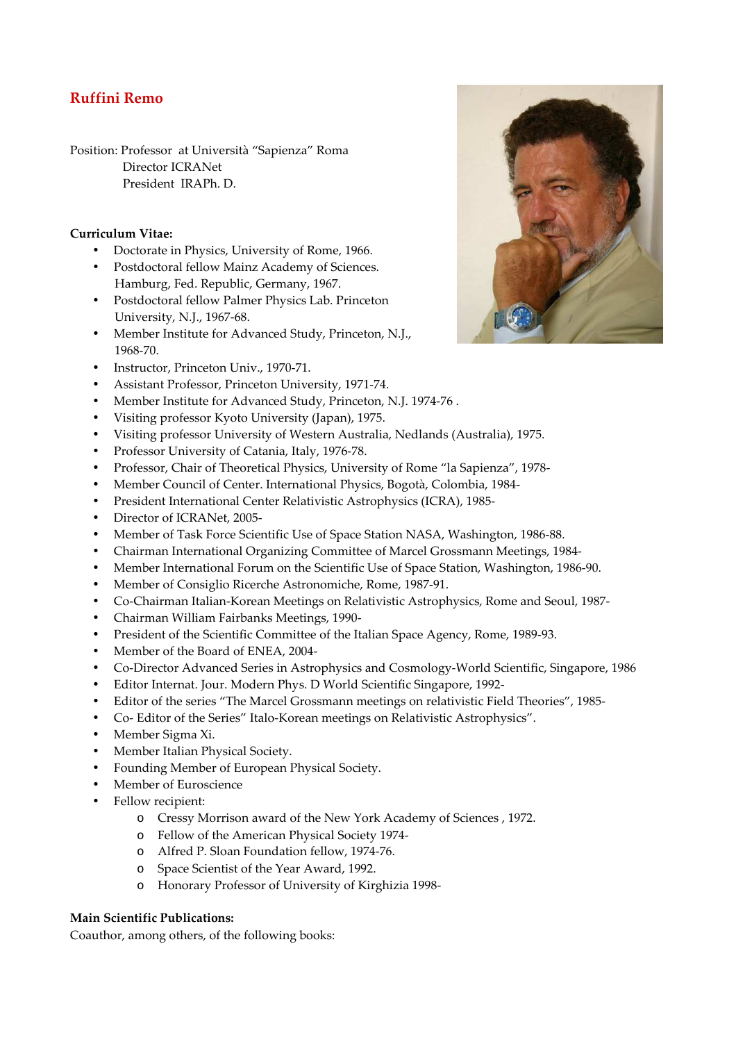## Ruffini Remo

Position: Professor at Università "Sapienza" Roma
Director ICRANet
President IRAPh. D.

**Curriculum Vitae:**

- Doctorate in Physics, University of Rome, 1966.
- Postdoctoral fellow Mainz Academy of Sciences. Hamburg, Fed. Republic, Germany, 1967.
- Postdoctoral fellow Palmer Physics Lab. Princeton University, N.J., 1967-68.
- Member Institute for Advanced Study, Princeton, N.J., 1968-70.
- Instructor, Princeton Univ., 1970-71.
- Assistant Professor, Princeton University, 1971-74.
- Member Institute for Advanced Study, Princeton, N.J. 1974-76 .
- Visiting professor Kyoto University (Japan), 1975.
- Visiting professor University of Western Australia, Nedlands (Australia), 1975.
- Professor University of Catania, Italy, 1976-78.
- Professor, Chair of Theoretical Physics, University of Rome "la Sapienza", 1978-
- Member Council of Center. International Physics, Bogotà, Colombia, 1984-
- President International Center Relativistic Astrophysics (ICRA), 1985-
- Director of ICRANet, 2005-
- Member of Task Force Scientific Use of Space Station NASA, Washington, 1986-88.
- Chairman International Organizing Committee of Marcel Grossmann Meetings, 1984-
- Member International Forum on the Scientific Use of Space Station, Washington, 1986-90.
- Member of Consiglio Ricerche Astronomiche, Rome, 1987-91.
- Co-Chairman Italian-Korean Meetings on Relativistic Astrophysics, Rome and Seoul, 1987-
- Chairman William Fairbanks Meetings, 1990-
- President of the Scientific Committee of the Italian Space Agency, Rome, 1989-93.
- Member of the Board of ENEA, 2004-
- Co-Director Advanced Series in Astrophysics and Cosmology-World Scientific, Singapore, 1986
- Editor Internat. Jour. Modern Phys. D World Scientific Singapore, 1992-
- Editor of the series "The Marcel Grossmann meetings on relativistic Field Theories", 1985-
- Co- Editor of the Series" Italo-Korean meetings on Relativistic Astrophysics".
- Member Sigma Xi.
- Member Italian Physical Society.
- Founding Member of European Physical Society.
- Member of Euroscience
- Fellow recipient:
  - Cressy Morrison award of the New York Academy of Sciences , 1972.
  - Fellow of the American Physical Society 1974-
  - Alfred P. Sloan Foundation fellow, 1974-76.
  - Space Scientist of the Year Award, 1992.
  - Honorary Professor of University of Kirghizia 1998-

**Main Scientific Publications:**

Coauthor, among others, of the following books: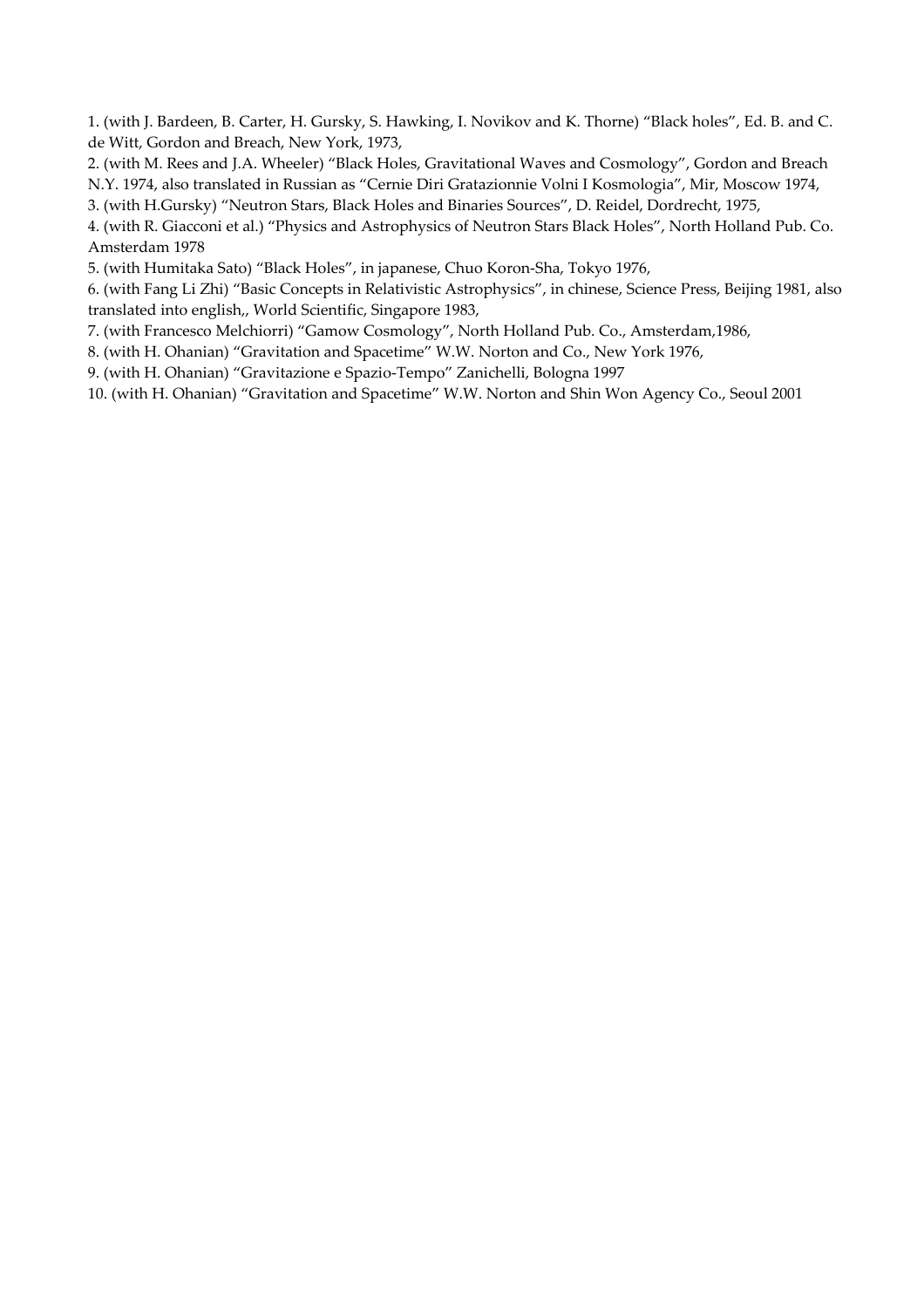1. (with J. Bardeen, B. Carter, H. Gursky, S. Hawking, I. Novikov and K. Thorne) “Black holes”, Ed. B. and C. de Witt, Gordon and Breach, New York, 1973,
2. (with M. Rees and J.A. Wheeler) “Black Holes, Gravitational Waves and Cosmology”, Gordon and Breach N.Y. 1974, also translated in Russian as “Cernie Diri Gratazionnie Volni I Kosmologia”, Mir, Moscow 1974,
3. (with H.Gursky) “Neutron Stars, Black Holes and Binaries Sources”, D. Reidel, Dordrecht, 1975,
4. (with R. Giacconi et al.) “Physics and Astrophysics of Neutron Stars Black Holes”, North Holland Pub. Co. Amsterdam 1978
5. (with Humitaka Sato) “Black Holes”, in japanese, Chuo Koron-Sha, Tokyo 1976,
6. (with Fang Li Zhi) “Basic Concepts in Relativistic Astrophysics”, in chinese, Science Press, Beijing 1981, also translated into english,, World Scientific, Singapore 1983,
7. (with Francesco Melchiorri) “Gamow Cosmology”, North Holland Pub. Co., Amsterdam,1986,
8. (with H. Ohanian) “Gravitation and Spacetime” W.W. Norton and Co., New York 1976,
9. (with H. Ohanian) “Gravitazione e Spazio-Tempo” Zanichelli, Bologna 1997
10. (with H. Ohanian) “Gravitation and Spacetime” W.W. Norton and Shin Won Agency Co., Seoul 2001